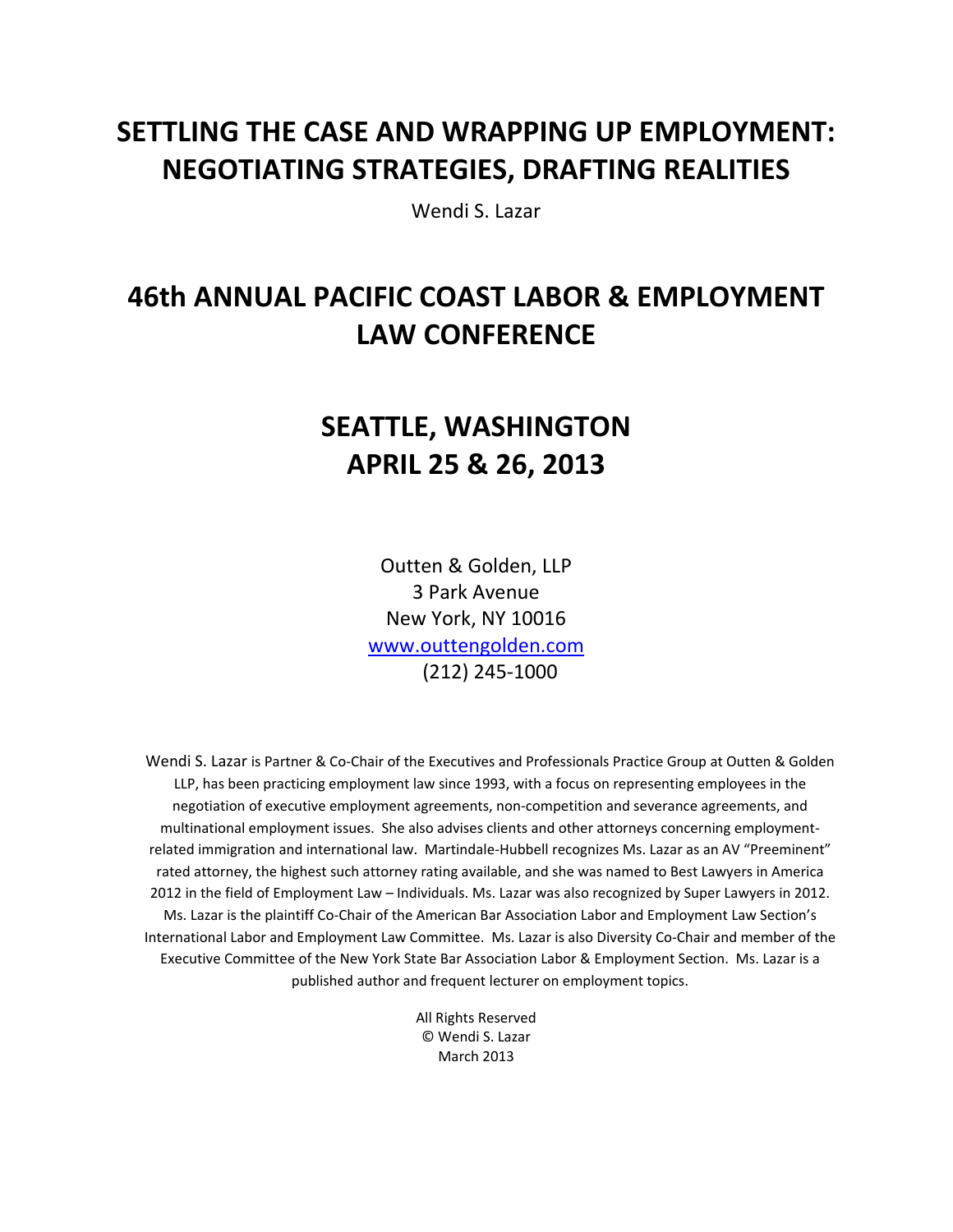# SETTLING THE CASE AND WRAPPING UP EMPLOYMENT: NEGOTIATING STRATEGIES, DRAFTING REALITIES

Wendi S. Lazar

# 46th ANNUAL PACIFIC COAST LABOR & EMPLOYMENT LAW CONFERENCE

# SEATTLE, WASHINGTON
# APRIL 25 & 26, 2013

Outten & Golden, LLP
3 Park Avenue
New York, NY 10016
www.outtengolden.com
(212) 245-1000

Wendi S. Lazar is Partner & Co-Chair of the Executives and Professionals Practice Group at Outten & Golden LLP, has been practicing employment law since 1993, with a focus on representing employees in the negotiation of executive employment agreements, non-competition and severance agreements, and multinational employment issues. She also advises clients and other attorneys concerning employment-related immigration and international law. Martindale-Hubbell recognizes Ms. Lazar as an AV "Preeminent" rated attorney, the highest such attorney rating available, and she was named to Best Lawyers in America 2012 in the field of Employment Law – Individuals. Ms. Lazar was also recognized by Super Lawyers in 2012. Ms. Lazar is the plaintiff Co-Chair of the American Bar Association Labor and Employment Law Section's International Labor and Employment Law Committee. Ms. Lazar is also Diversity Co-Chair and member of the Executive Committee of the New York State Bar Association Labor & Employment Section. Ms. Lazar is a published author and frequent lecturer on employment topics.

All Rights Reserved
© Wendi S. Lazar
March 2013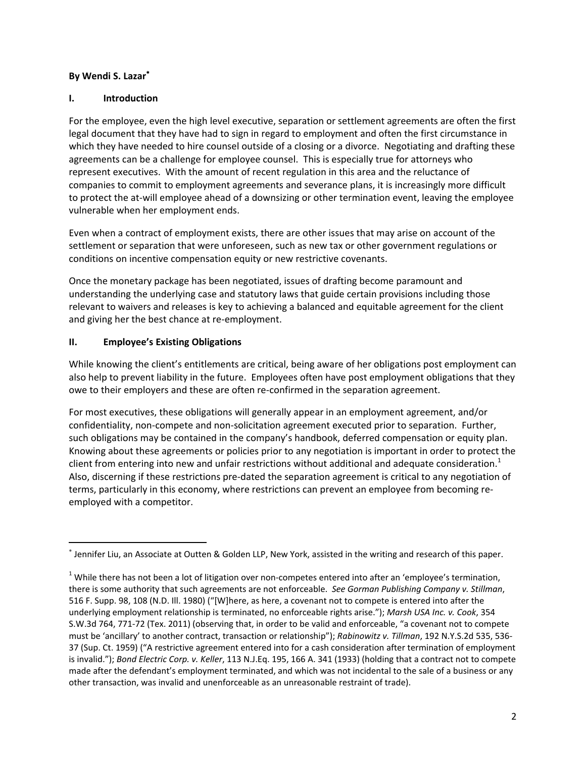**By Wendi S. Lazar**[*]

## I. Introduction

For the employee, even the high level executive, separation or settlement agreements are often the first legal document that they have had to sign in regard to employment and often the first circumstance in which they have needed to hire counsel outside of a closing or a divorce. Negotiating and drafting these agreements can be a challenge for employee counsel. This is especially true for attorneys who represent executives. With the amount of recent regulation in this area and the reluctance of companies to commit to employment agreements and severance plans, it is increasingly more difficult to protect the at-will employee ahead of a downsizing or other termination event, leaving the employee vulnerable when her employment ends.

Even when a contract of employment exists, there are other issues that may arise on account of the settlement or separation that were unforeseen, such as new tax or other government regulations or conditions on incentive compensation equity or new restrictive covenants.

Once the monetary package has been negotiated, issues of drafting become paramount and understanding the underlying case and statutory laws that guide certain provisions including those relevant to waivers and releases is key to achieving a balanced and equitable agreement for the client and giving her the best chance at re-employment.

## II. Employee's Existing Obligations

While knowing the client's entitlements are critical, being aware of her obligations post employment can also help to prevent liability in the future. Employees often have post employment obligations that they owe to their employers and these are often re-confirmed in the separation agreement.

For most executives, these obligations will generally appear in an employment agreement, and/or confidentiality, non-compete and non-solicitation agreement executed prior to separation. Further, such obligations may be contained in the company's handbook, deferred compensation or equity plan. Knowing about these agreements or policies prior to any negotiation is important in order to protect the client from entering into new and unfair restrictions without additional and adequate consideration.[1] Also, discerning if these restrictions pre-dated the separation agreement is critical to any negotiation of terms, particularly in this economy, where restrictions can prevent an employee from becoming re-employed with a competitor.

---

[*] Jennifer Liu, an Associate at Outten & Golden LLP, New York, assisted in the writing and research of this paper.

[1] While there has not been a lot of litigation over non-competes entered into after an 'employee's termination, there is some authority that such agreements are not enforceable. *See Gorman Publishing Company v. Stillman*, 516 F. Supp. 98, 108 (N.D. Ill. 1980) ("[W]here, as here, a covenant not to compete is entered into after the underlying employment relationship is terminated, no enforceable rights arise."); *Marsh USA Inc. v. Cook*, 354 S.W.3d 764, 771-72 (Tex. 2011) (observing that, in order to be valid and enforceable, "a covenant not to compete must be 'ancillary' to another contract, transaction or relationship"); *Rabinowitz v. Tillman*, 192 N.Y.S.2d 535, 536-37 (Sup. Ct. 1959) ("A restrictive agreement entered into for a cash consideration after termination of employment is invalid."); *Bond Electric Corp. v. Keller*, 113 N.J.Eq. 195, 166 A. 341 (1933) (holding that a contract not to compete made after the defendant's employment terminated, and which was not incidental to the sale of a business or any other transaction, was invalid and unenforceable as an unreasonable restraint of trade).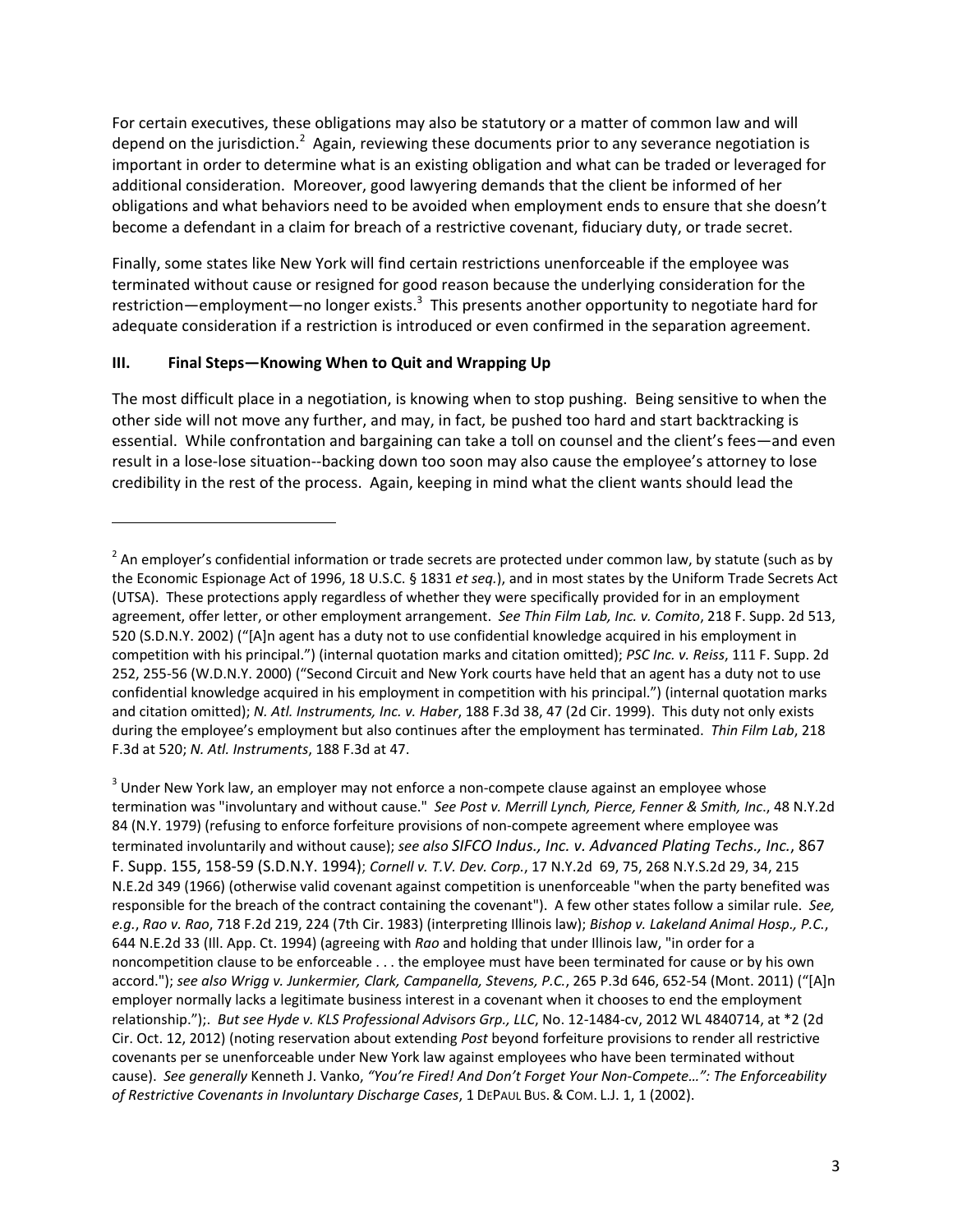For certain executives, these obligations may also be statutory or a matter of common law and will depend on the jurisdiction.[2] Again, reviewing these documents prior to any severance negotiation is important in order to determine what is an existing obligation and what can be traded or leveraged for additional consideration. Moreover, good lawyering demands that the client be informed of her obligations and what behaviors need to be avoided when employment ends to ensure that she doesn't become a defendant in a claim for breach of a restrictive covenant, fiduciary duty, or trade secret.

Finally, some states like New York will find certain restrictions unenforceable if the employee was terminated without cause or resigned for good reason because the underlying consideration for the restriction—employment—no longer exists.[3] This presents another opportunity to negotiate hard for adequate consideration if a restriction is introduced or even confirmed in the separation agreement.

### III. Final Steps—Knowing When to Quit and Wrapping Up

The most difficult place in a negotiation, is knowing when to stop pushing. Being sensitive to when the other side will not move any further, and may, in fact, be pushed too hard and start backtracking is essential. While confrontation and bargaining can take a toll on counsel and the client's fees—and even result in a lose-lose situation--backing down too soon may also cause the employee's attorney to lose credibility in the rest of the process. Again, keeping in mind what the client wants should lead the

---

[2] An employer's confidential information or trade secrets are protected under common law, by statute (such as by the Economic Espionage Act of 1996, 18 U.S.C. § 1831 *et seq.*), and in most states by the Uniform Trade Secrets Act (UTSA). These protections apply regardless of whether they were specifically provided for in an employment agreement, offer letter, or other employment arrangement. *See Thin Film Lab, Inc. v. Comito*, 218 F. Supp. 2d 513, 520 (S.D.N.Y. 2002) ("[A]n agent has a duty not to use confidential knowledge acquired in his employment in competition with his principal.") (internal quotation marks and citation omitted); *PSC Inc. v. Reiss*, 111 F. Supp. 2d 252, 255-56 (W.D.N.Y. 2000) ("Second Circuit and New York courts have held that an agent has a duty not to use confidential knowledge acquired in his employment in competition with his principal.") (internal quotation marks and citation omitted); *N. Atl. Instruments, Inc. v. Haber*, 188 F.3d 38, 47 (2d Cir. 1999). This duty not only exists during the employee's employment but also continues after the employment has terminated. *Thin Film Lab*, 218 F.3d at 520; *N. Atl. Instruments*, 188 F.3d at 47.

[3] Under New York law, an employer may not enforce a non-compete clause against an employee whose termination was "involuntary and without cause." *See Post v. Merrill Lynch, Pierce, Fenner & Smith, Inc*., 48 N.Y.2d 84 (N.Y. 1979) (refusing to enforce forfeiture provisions of non-compete agreement where employee was terminated involuntarily and without cause); *see also SIFCO Indus., Inc. v. Advanced Plating Techs., Inc.*, 867 F. Supp. 155, 158-59 (S.D.N.Y. 1994); *Cornell v. T.V. Dev. Corp.*, 17 N.Y.2d 69, 75, 268 N.Y.S.2d 29, 34, 215 N.E.2d 349 (1966) (otherwise valid covenant against competition is unenforceable "when the party benefited was responsible for the breach of the contract containing the covenant"). A few other states follow a similar rule. *See, e.g.*, *Rao v. Rao*, 718 F.2d 219, 224 (7th Cir. 1983) (interpreting Illinois law); *Bishop v. Lakeland Animal Hosp., P.C.*, 644 N.E.2d 33 (Ill. App. Ct. 1994) (agreeing with *Rao* and holding that under Illinois law, "in order for a noncompetition clause to be enforceable . . . the employee must have been terminated for cause or by his own accord."); *see also Wrigg v. Junkermier, Clark, Campanella, Stevens, P.C.*, 265 P.3d 646, 652-54 (Mont. 2011) ("[A]n employer normally lacks a legitimate business interest in a covenant when it chooses to end the employment relationship.");. *But see Hyde v. KLS Professional Advisors Grp., LLC*, No. 12-1484-cv, 2012 WL 4840714, at *2 (2d Cir. Oct. 12, 2012) (noting reservation about extending *Post* beyond forfeiture provisions to render all restrictive covenants per se unenforceable under New York law against employees who have been terminated without cause). *See generally* Kenneth J. Vanko, *"You're Fired! And Don't Forget Your Non-Compete…": The Enforceability of Restrictive Covenants in Involuntary Discharge Cases*, 1 DEPAUL BUS. & COM. L.J. 1, 1 (2002).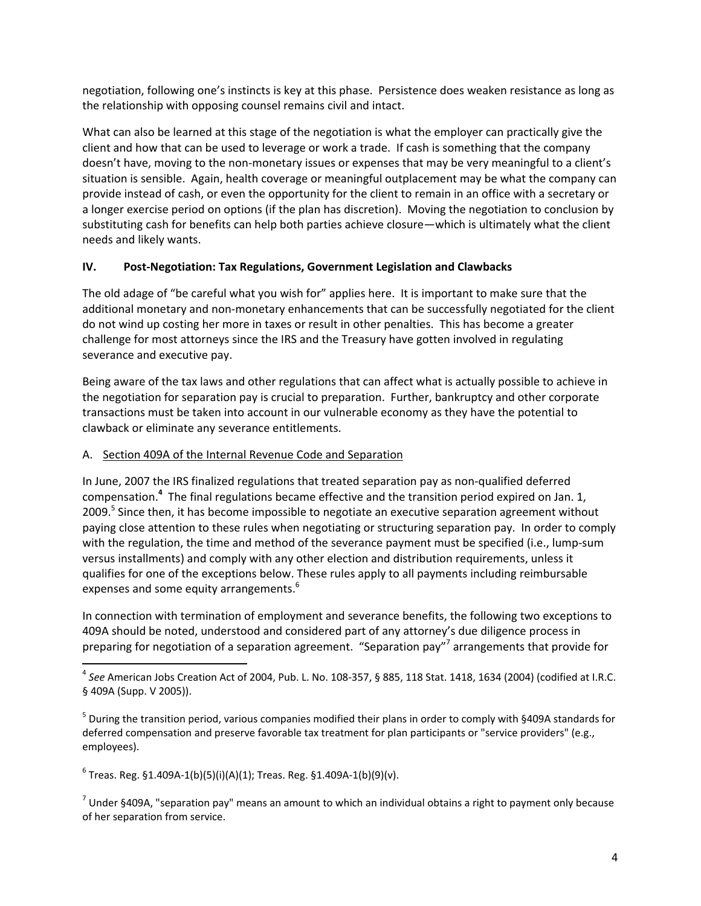negotiation, following one's instincts is key at this phase. Persistence does weaken resistance as long as the relationship with opposing counsel remains civil and intact.

What can also be learned at this stage of the negotiation is what the employer can practically give the client and how that can be used to leverage or work a trade. If cash is something that the company doesn't have, moving to the non-monetary issues or expenses that may be very meaningful to a client's situation is sensible. Again, health coverage or meaningful outplacement may be what the company can provide instead of cash, or even the opportunity for the client to remain in an office with a secretary or a longer exercise period on options (if the plan has discretion). Moving the negotiation to conclusion by substituting cash for benefits can help both parties achieve closure—which is ultimately what the client needs and likely wants.

## IV. Post-Negotiation: Tax Regulations, Government Legislation and Clawbacks

The old adage of "be careful what you wish for" applies here. It is important to make sure that the additional monetary and non-monetary enhancements that can be successfully negotiated for the client do not wind up costing her more in taxes or result in other penalties. This has become a greater challenge for most attorneys since the IRS and the Treasury have gotten involved in regulating severance and executive pay.

Being aware of the tax laws and other regulations that can affect what is actually possible to achieve in the negotiation for separation pay is crucial to preparation. Further, bankruptcy and other corporate transactions must be taken into account in our vulnerable economy as they have the potential to clawback or eliminate any severance entitlements.

### A. Section 409A of the Internal Revenue Code and Separation

In June, 2007 the IRS finalized regulations that treated separation pay as non-qualified deferred compensation.[4] The final regulations became effective and the transition period expired on Jan. 1, 2009.[5] Since then, it has become impossible to negotiate an executive separation agreement without paying close attention to these rules when negotiating or structuring separation pay. In order to comply with the regulation, the time and method of the severance payment must be specified (i.e., lump-sum versus installments) and comply with any other election and distribution requirements, unless it qualifies for one of the exceptions below. These rules apply to all payments including reimbursable expenses and some equity arrangements.[6]

In connection with termination of employment and severance benefits, the following two exceptions to 409A should be noted, understood and considered part of any attorney's due diligence process in preparing for negotiation of a separation agreement. "Separation pay"[7] arrangements that provide for

---

[4] *See* American Jobs Creation Act of 2004, Pub. L. No. 108-357, § 885, 118 Stat. 1418, 1634 (2004) (codified at I.R.C. § 409A (Supp. V 2005)).

[5] During the transition period, various companies modified their plans in order to comply with §409A standards for deferred compensation and preserve favorable tax treatment for plan participants or "service providers" (e.g., employees).

[6] Treas. Reg. §1.409A-1(b)(5)(i)(A)(1); Treas. Reg. §1.409A-1(b)(9)(v).

[7] Under §409A, "separation pay" means an amount to which an individual obtains a right to payment only because of her separation from service.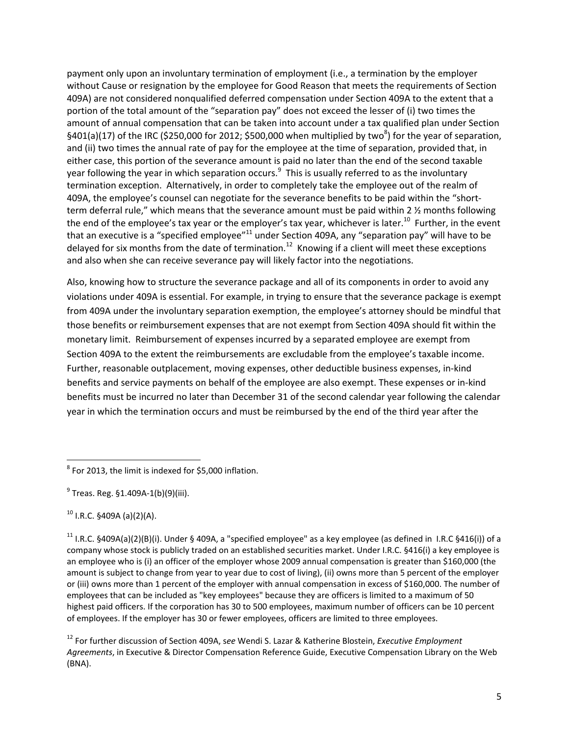payment only upon an involuntary termination of employment (i.e., a termination by the employer without Cause or resignation by the employee for Good Reason that meets the requirements of Section 409A) are not considered nonqualified deferred compensation under Section 409A to the extent that a portion of the total amount of the "separation pay" does not exceed the lesser of (i) two times the amount of annual compensation that can be taken into account under a tax qualified plan under Section §401(a)(17) of the IRC ($250,000 for 2012; $500,000 when multiplied by two[8]) for the year of separation, and (ii) two times the annual rate of pay for the employee at the time of separation, provided that, in either case, this portion of the severance amount is paid no later than the end of the second taxable year following the year in which separation occurs.[9] This is usually referred to as the involuntary termination exception. Alternatively, in order to completely take the employee out of the realm of 409A, the employee's counsel can negotiate for the severance benefits to be paid within the "short-term deferral rule," which means that the severance amount must be paid within 2 ½ months following the end of the employee's tax year or the employer's tax year, whichever is later.[10] Further, in the event that an executive is a "specified employee"[11] under Section 409A, any "separation pay" will have to be delayed for six months from the date of termination.[12] Knowing if a client will meet these exceptions and also when she can receive severance pay will likely factor into the negotiations.

Also, knowing how to structure the severance package and all of its components in order to avoid any violations under 409A is essential. For example, in trying to ensure that the severance package is exempt from 409A under the involuntary separation exemption, the employee's attorney should be mindful that those benefits or reimbursement expenses that are not exempt from Section 409A should fit within the monetary limit. Reimbursement of expenses incurred by a separated employee are exempt from Section 409A to the extent the reimbursements are excludable from the employee's taxable income. Further, reasonable outplacement, moving expenses, other deductible business expenses, in-kind benefits and service payments on behalf of the employee are also exempt. These expenses or in-kind benefits must be incurred no later than December 31 of the second calendar year following the calendar year in which the termination occurs and must be reimbursed by the end of the third year after the

---

[8] For 2013, the limit is indexed for $5,000 inflation.

[9] Treas. Reg. §1.409A-1(b)(9)(iii).

[10] I.R.C. §409A (a)(2)(A).

[11] I.R.C. §409A(a)(2)(B)(i). Under § 409A, a "specified employee" as a key employee (as defined in I.R.C §416(i)) of a company whose stock is publicly traded on an established securities market. Under I.R.C. §416(i) a key employee is an employee who is (i) an officer of the employer whose 2009 annual compensation is greater than $160,000 (the amount is subject to change from year to year due to cost of living), (ii) owns more than 5 percent of the employer or (iii) owns more than 1 percent of the employer with annual compensation in excess of $160,000. The number of employees that can be included as "key employees" because they are officers is limited to a maximum of 50 highest paid officers. If the corporation has 30 to 500 employees, maximum number of officers can be 10 percent of employees. If the employer has 30 or fewer employees, officers are limited to three employees.

[12] For further discussion of Section 409A, *see* Wendi S. Lazar & Katherine Blostein, *Executive Employment Agreements*, in Executive & Director Compensation Reference Guide, Executive Compensation Library on the Web (BNA).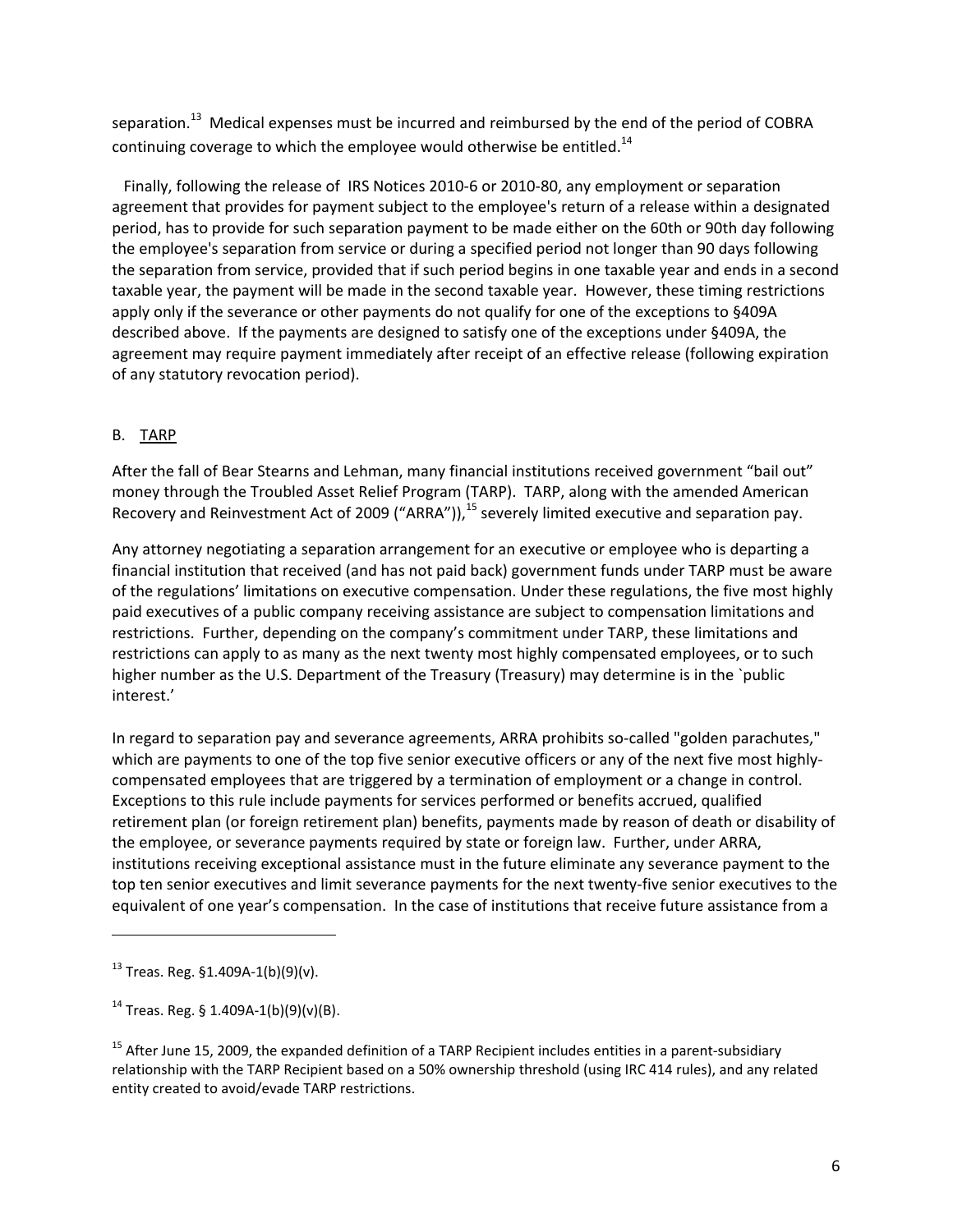separation.[13] Medical expenses must be incurred and reimbursed by the end of the period of COBRA continuing coverage to which the employee would otherwise be entitled.[14]

Finally, following the release of IRS Notices 2010-6 or 2010-80, any employment or separation agreement that provides for payment subject to the employee's return of a release within a designated period, has to provide for such separation payment to be made either on the 60th or 90th day following the employee's separation from service or during a specified period not longer than 90 days following the separation from service, provided that if such period begins in one taxable year and ends in a second taxable year, the payment will be made in the second taxable year. However, these timing restrictions apply only if the severance or other payments do not qualify for one of the exceptions to §409A described above. If the payments are designed to satisfy one of the exceptions under §409A, the agreement may require payment immediately after receipt of an effective release (following expiration of any statutory revocation period).

## B. TARP

After the fall of Bear Stearns and Lehman, many financial institutions received government "bail out" money through the Troubled Asset Relief Program (TARP). TARP, along with the amended American Recovery and Reinvestment Act of 2009 ("ARRA")),[15] severely limited executive and separation pay.

Any attorney negotiating a separation arrangement for an executive or employee who is departing a financial institution that received (and has not paid back) government funds under TARP must be aware of the regulations' limitations on executive compensation. Under these regulations, the five most highly paid executives of a public company receiving assistance are subject to compensation limitations and restrictions. Further, depending on the company's commitment under TARP, these limitations and restrictions can apply to as many as the next twenty most highly compensated employees, or to such higher number as the U.S. Department of the Treasury (Treasury) may determine is in the `public interest.'

In regard to separation pay and severance agreements, ARRA prohibits so-called "golden parachutes," which are payments to one of the top five senior executive officers or any of the next five most highly-compensated employees that are triggered by a termination of employment or a change in control. Exceptions to this rule include payments for services performed or benefits accrued, qualified retirement plan (or foreign retirement plan) benefits, payments made by reason of death or disability of the employee, or severance payments required by state or foreign law. Further, under ARRA, institutions receiving exceptional assistance must in the future eliminate any severance payment to the top ten senior executives and limit severance payments for the next twenty-five senior executives to the equivalent of one year's compensation. In the case of institutions that receive future assistance from a

---

[13] Treas. Reg. §1.409A-1(b)(9)(v).

[14] Treas. Reg. § 1.409A-1(b)(9)(v)(B).

[15] After June 15, 2009, the expanded definition of a TARP Recipient includes entities in a parent-subsidiary relationship with the TARP Recipient based on a 50% ownership threshold (using IRC 414 rules), and any related entity created to avoid/evade TARP restrictions.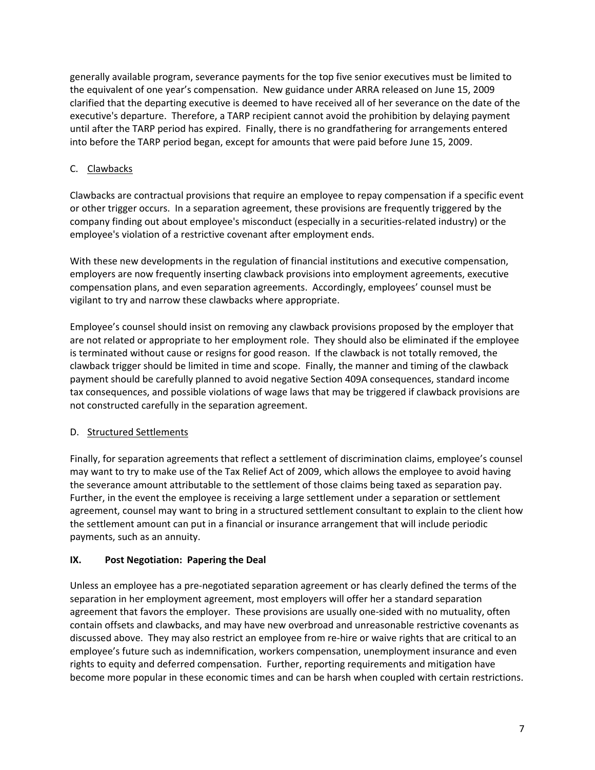generally available program, severance payments for the top five senior executives must be limited to the equivalent of one year's compensation. New guidance under ARRA released on June 15, 2009 clarified that the departing executive is deemed to have received all of her severance on the date of the executive's departure. Therefore, a TARP recipient cannot avoid the prohibition by delaying payment until after the TARP period has expired. Finally, there is no grandfathering for arrangements entered into before the TARP period began, except for amounts that were paid before June 15, 2009.

### C. Clawbacks

Clawbacks are contractual provisions that require an employee to repay compensation if a specific event or other trigger occurs. In a separation agreement, these provisions are frequently triggered by the company finding out about employee's misconduct (especially in a securities-related industry) or the employee's violation of a restrictive covenant after employment ends.

With these new developments in the regulation of financial institutions and executive compensation, employers are now frequently inserting clawback provisions into employment agreements, executive compensation plans, and even separation agreements. Accordingly, employees' counsel must be vigilant to try and narrow these clawbacks where appropriate.

Employee's counsel should insist on removing any clawback provisions proposed by the employer that are not related or appropriate to her employment role. They should also be eliminated if the employee is terminated without cause or resigns for good reason. If the clawback is not totally removed, the clawback trigger should be limited in time and scope. Finally, the manner and timing of the clawback payment should be carefully planned to avoid negative Section 409A consequences, standard income tax consequences, and possible violations of wage laws that may be triggered if clawback provisions are not constructed carefully in the separation agreement.

### D. Structured Settlements

Finally, for separation agreements that reflect a settlement of discrimination claims, employee's counsel may want to try to make use of the Tax Relief Act of 2009, which allows the employee to avoid having the severance amount attributable to the settlement of those claims being taxed as separation pay. Further, in the event the employee is receiving a large settlement under a separation or settlement agreement, counsel may want to bring in a structured settlement consultant to explain to the client how the settlement amount can put in a financial or insurance arrangement that will include periodic payments, such as an annuity.

## IX. Post Negotiation: Papering the Deal

Unless an employee has a pre-negotiated separation agreement or has clearly defined the terms of the separation in her employment agreement, most employers will offer her a standard separation agreement that favors the employer. These provisions are usually one-sided with no mutuality, often contain offsets and clawbacks, and may have new overbroad and unreasonable restrictive covenants as discussed above. They may also restrict an employee from re-hire or waive rights that are critical to an employee's future such as indemnification, workers compensation, unemployment insurance and even rights to equity and deferred compensation. Further, reporting requirements and mitigation have become more popular in these economic times and can be harsh when coupled with certain restrictions.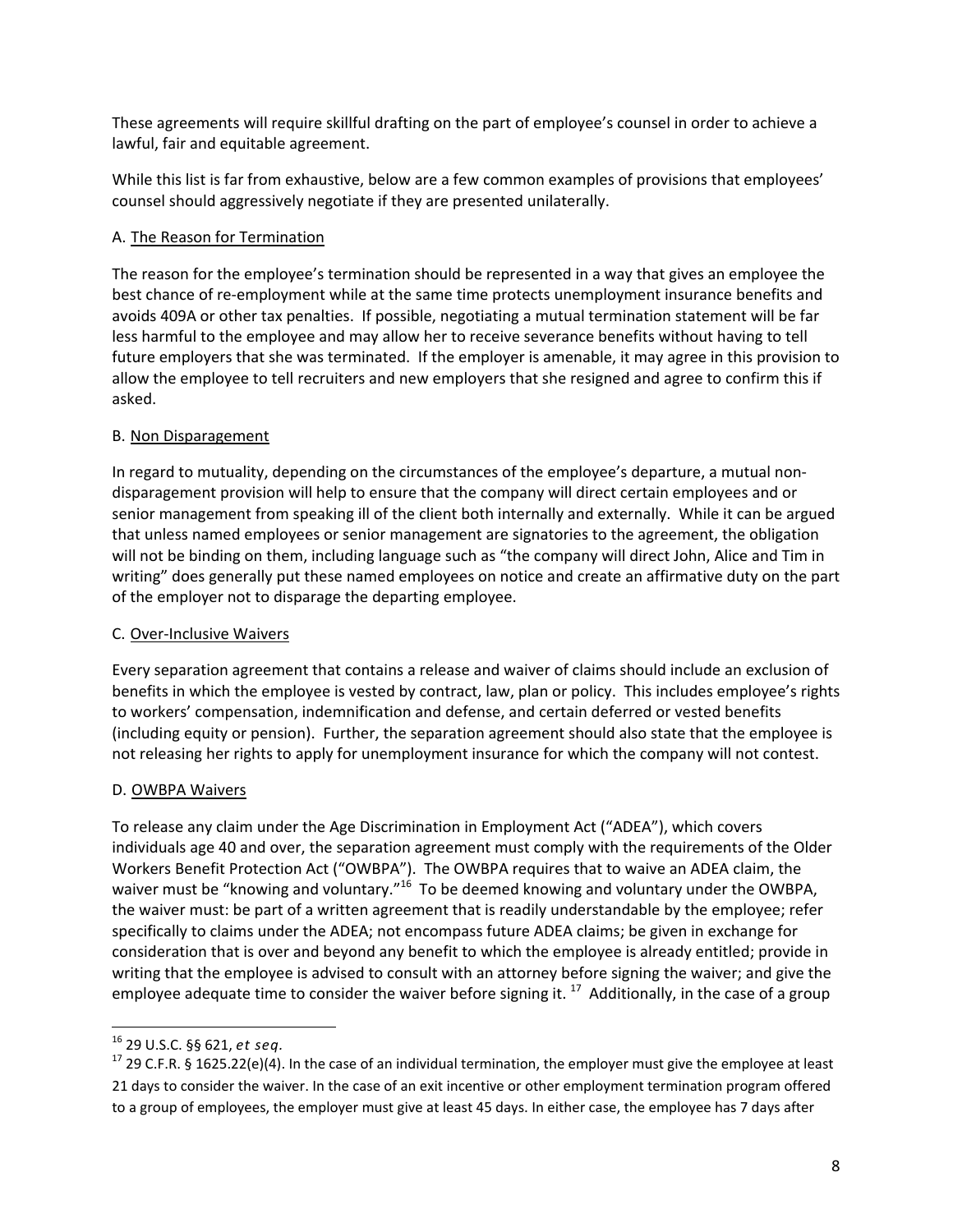These agreements will require skillful drafting on the part of employee's counsel in order to achieve a lawful, fair and equitable agreement.

While this list is far from exhaustive, below are a few common examples of provisions that employees' counsel should aggressively negotiate if they are presented unilaterally.

A. The Reason for Termination

The reason for the employee's termination should be represented in a way that gives an employee the best chance of re-employment while at the same time protects unemployment insurance benefits and avoids 409A or other tax penalties. If possible, negotiating a mutual termination statement will be far less harmful to the employee and may allow her to receive severance benefits without having to tell future employers that she was terminated. If the employer is amenable, it may agree in this provision to allow the employee to tell recruiters and new employers that she resigned and agree to confirm this if asked.

B. Non Disparagement

In regard to mutuality, depending on the circumstances of the employee's departure, a mutual non-disparagement provision will help to ensure that the company will direct certain employees and or senior management from speaking ill of the client both internally and externally. While it can be argued that unless named employees or senior management are signatories to the agreement, the obligation will not be binding on them, including language such as "the company will direct John, Alice and Tim in writing" does generally put these named employees on notice and create an affirmative duty on the part of the employer not to disparage the departing employee.

C. Over-Inclusive Waivers

Every separation agreement that contains a release and waiver of claims should include an exclusion of benefits in which the employee is vested by contract, law, plan or policy. This includes employee's rights to workers' compensation, indemnification and defense, and certain deferred or vested benefits (including equity or pension). Further, the separation agreement should also state that the employee is not releasing her rights to apply for unemployment insurance for which the company will not contest.

D. OWBPA Waivers

To release any claim under the Age Discrimination in Employment Act ("ADEA"), which covers individuals age 40 and over, the separation agreement must comply with the requirements of the Older Workers Benefit Protection Act ("OWBPA"). The OWBPA requires that to waive an ADEA claim, the waiver must be "knowing and voluntary."[16] To be deemed knowing and voluntary under the OWBPA, the waiver must: be part of a written agreement that is readily understandable by the employee; refer specifically to claims under the ADEA; not encompass future ADEA claims; be given in exchange for consideration that is over and beyond any benefit to which the employee is already entitled; provide in writing that the employee is advised to consult with an attorney before signing the waiver; and give the employee adequate time to consider the waiver before signing it. [17] Additionally, in the case of a group

---

[16] 29 U.S.C. §§ 621, *et seq*.

[17] 29 C.F.R. § 1625.22(e)(4). In the case of an individual termination, the employer must give the employee at least 21 days to consider the waiver. In the case of an exit incentive or other employment termination program offered to a group of employees, the employer must give at least 45 days. In either case, the employee has 7 days after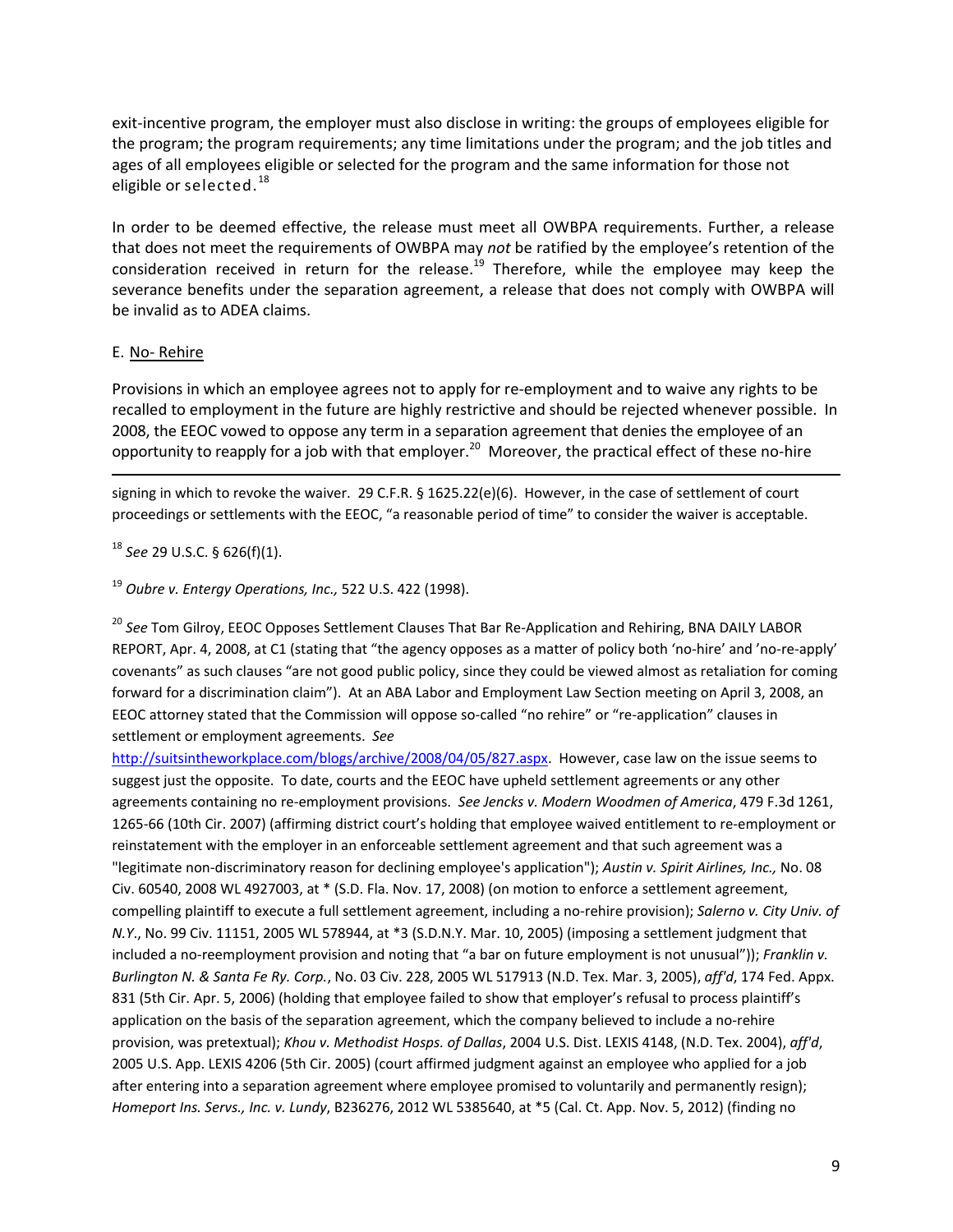exit-incentive program, the employer must also disclose in writing: the groups of employees eligible for the program; the program requirements; any time limitations under the program; and the job titles and ages of all employees eligible or selected for the program and the same information for those not eligible or selected.[18]

In order to be deemed effective, the release must meet all OWBPA requirements. Further, a release that does not meet the requirements of OWBPA may *not* be ratified by the employee's retention of the consideration received in return for the release.[19] Therefore, while the employee may keep the severance benefits under the separation agreement, a release that does not comply with OWBPA will be invalid as to ADEA claims.

E. No- Rehire

Provisions in which an employee agrees not to apply for re-employment and to waive any rights to be recalled to employment in the future are highly restrictive and should be rejected whenever possible. In 2008, the EEOC vowed to oppose any term in a separation agreement that denies the employee of an opportunity to reapply for a job with that employer.[20] Moreover, the practical effect of these no-hire

---

signing in which to revoke the waiver. 29 C.F.R. § 1625.22(e)(6). However, in the case of settlement of court proceedings or settlements with the EEOC, "a reasonable period of time" to consider the waiver is acceptable.

[18] *See* 29 U.S.C. § 626(f)(1).

[19] *Oubre v. Entergy Operations, Inc.,* 522 U.S. 422 (1998).

[20] *See* Tom Gilroy, EEOC Opposes Settlement Clauses That Bar Re-Application and Rehiring, BNA DAILY LABOR REPORT, Apr. 4, 2008, at C1 (stating that "the agency opposes as a matter of policy both 'no-hire' and 'no-re-apply' covenants" as such clauses "are not good public policy, since they could be viewed almost as retaliation for coming forward for a discrimination claim"). At an ABA Labor and Employment Law Section meeting on April 3, 2008, an EEOC attorney stated that the Commission will oppose so-called "no rehire" or "re-application" clauses in settlement or employment agreements. *See* http://suitsintheworkplace.com/blogs/archive/2008/04/05/827.aspx. However, case law on the issue seems to suggest just the opposite. To date, courts and the EEOC have upheld settlement agreements or any other agreements containing no re-employment provisions. *See Jencks v. Modern Woodmen of America*, 479 F.3d 1261, 1265-66 (10th Cir. 2007) (affirming district court's holding that employee waived entitlement to re-employment or reinstatement with the employer in an enforceable settlement agreement and that such agreement was a "legitimate non-discriminatory reason for declining employee's application"); *Austin v. Spirit Airlines, Inc.,* No. 08 Civ. 60540, 2008 WL 4927003, at * (S.D. Fla. Nov. 17, 2008) (on motion to enforce a settlement agreement, compelling plaintiff to execute a full settlement agreement, including a no-rehire provision); *Salerno v. City Univ. of N.Y.*, No. 99 Civ. 11151, 2005 WL 578944, at *3 (S.D.N.Y. Mar. 10, 2005) (imposing a settlement judgment that included a no-reemployment provision and noting that "a bar on future employment is not unusual")); *Franklin v. Burlington N. & Santa Fe Ry. Corp.*, No. 03 Civ. 228, 2005 WL 517913 (N.D. Tex. Mar. 3, 2005), *aff'd*, 174 Fed. Appx. 831 (5th Cir. Apr. 5, 2006) (holding that employee failed to show that employer's refusal to process plaintiff's application on the basis of the separation agreement, which the company believed to include a no-rehire provision, was pretextual); *Khou v. Methodist Hosps. of Dallas*, 2004 U.S. Dist. LEXIS 4148, (N.D. Tex. 2004), *aff'd*, 2005 U.S. App. LEXIS 4206 (5th Cir. 2005) (court affirmed judgment against an employee who applied for a job after entering into a separation agreement where employee promised to voluntarily and permanently resign); *Homeport Ins. Servs., Inc. v. Lundy*, B236276, 2012 WL 5385640, at *5 (Cal. Ct. App. Nov. 5, 2012) (finding no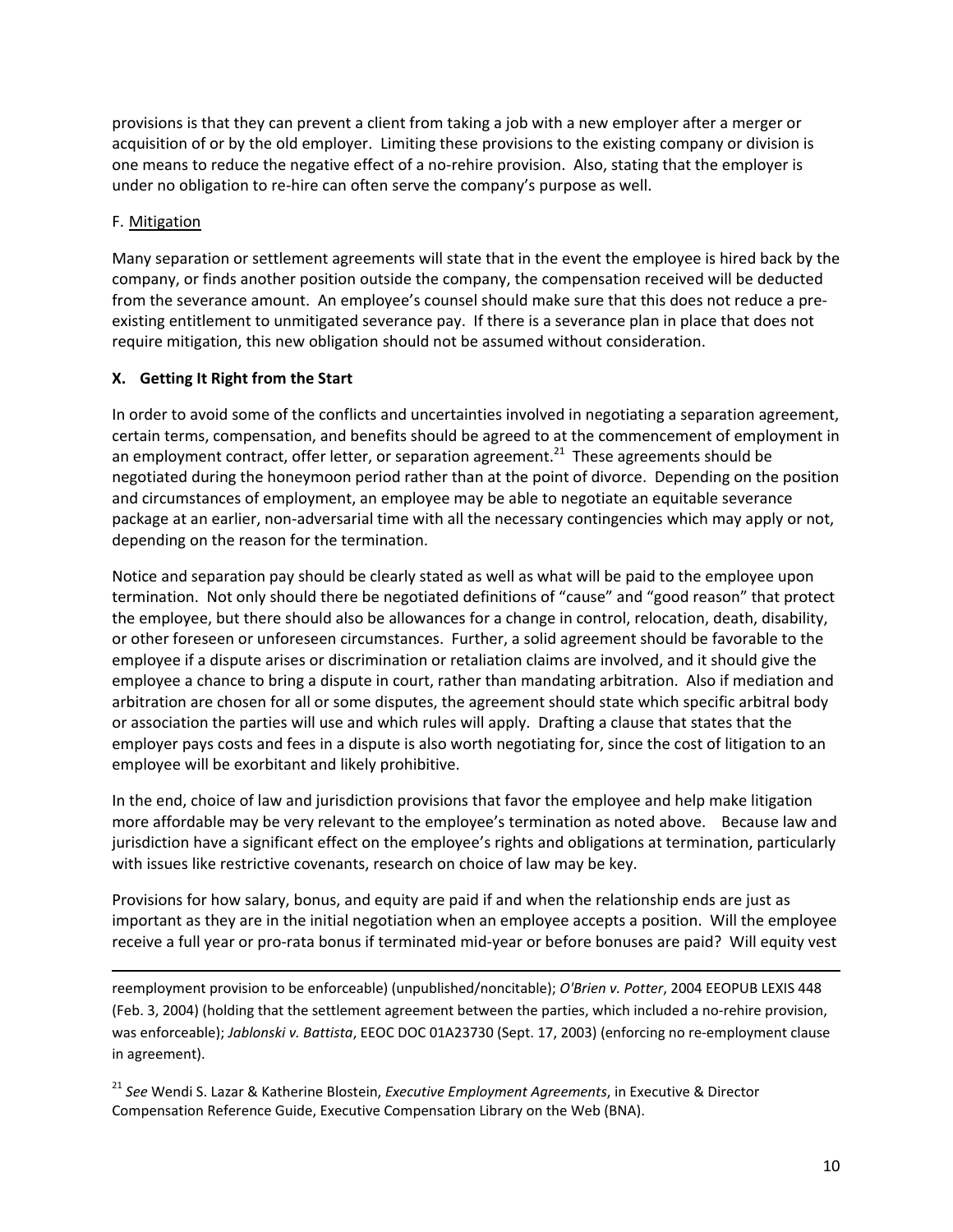provisions is that they can prevent a client from taking a job with a new employer after a merger or acquisition of or by the old employer. Limiting these provisions to the existing company or division is one means to reduce the negative effect of a no-rehire provision. Also, stating that the employer is under no obligation to re-hire can often serve the company's purpose as well.

F. Mitigation

Many separation or settlement agreements will state that in the event the employee is hired back by the company, or finds another position outside the company, the compensation received will be deducted from the severance amount. An employee's counsel should make sure that this does not reduce a pre-existing entitlement to unmitigated severance pay. If there is a severance plan in place that does not require mitigation, this new obligation should not be assumed without consideration.

## X. Getting It Right from the Start

In order to avoid some of the conflicts and uncertainties involved in negotiating a separation agreement, certain terms, compensation, and benefits should be agreed to at the commencement of employment in an employment contract, offer letter, or separation agreement.[21] These agreements should be negotiated during the honeymoon period rather than at the point of divorce. Depending on the position and circumstances of employment, an employee may be able to negotiate an equitable severance package at an earlier, non-adversarial time with all the necessary contingencies which may apply or not, depending on the reason for the termination.

Notice and separation pay should be clearly stated as well as what will be paid to the employee upon termination. Not only should there be negotiated definitions of "cause" and "good reason" that protect the employee, but there should also be allowances for a change in control, relocation, death, disability, or other foreseen or unforeseen circumstances. Further, a solid agreement should be favorable to the employee if a dispute arises or discrimination or retaliation claims are involved, and it should give the employee a chance to bring a dispute in court, rather than mandating arbitration. Also if mediation and arbitration are chosen for all or some disputes, the agreement should state which specific arbitral body or association the parties will use and which rules will apply. Drafting a clause that states that the employer pays costs and fees in a dispute is also worth negotiating for, since the cost of litigation to an employee will be exorbitant and likely prohibitive.

In the end, choice of law and jurisdiction provisions that favor the employee and help make litigation more affordable may be very relevant to the employee's termination as noted above. Because law and jurisdiction have a significant effect on the employee's rights and obligations at termination, particularly with issues like restrictive covenants, research on choice of law may be key.

Provisions for how salary, bonus, and equity are paid if and when the relationship ends are just as important as they are in the initial negotiation when an employee accepts a position. Will the employee receive a full year or pro-rata bonus if terminated mid-year or before bonuses are paid? Will equity vest

---

reemployment provision to be enforceable) (unpublished/noncitable); *O'Brien v. Potter*, 2004 EEOPUB LEXIS 448 (Feb. 3, 2004) (holding that the settlement agreement between the parties, which included a no-rehire provision, was enforceable); *Jablonski v. Battista*, EEOC DOC 01A23730 (Sept. 17, 2003) (enforcing no re-employment clause in agreement).

[21] *See* Wendi S. Lazar & Katherine Blostein, *Executive Employment Agreements*, in Executive & Director Compensation Reference Guide, Executive Compensation Library on the Web (BNA).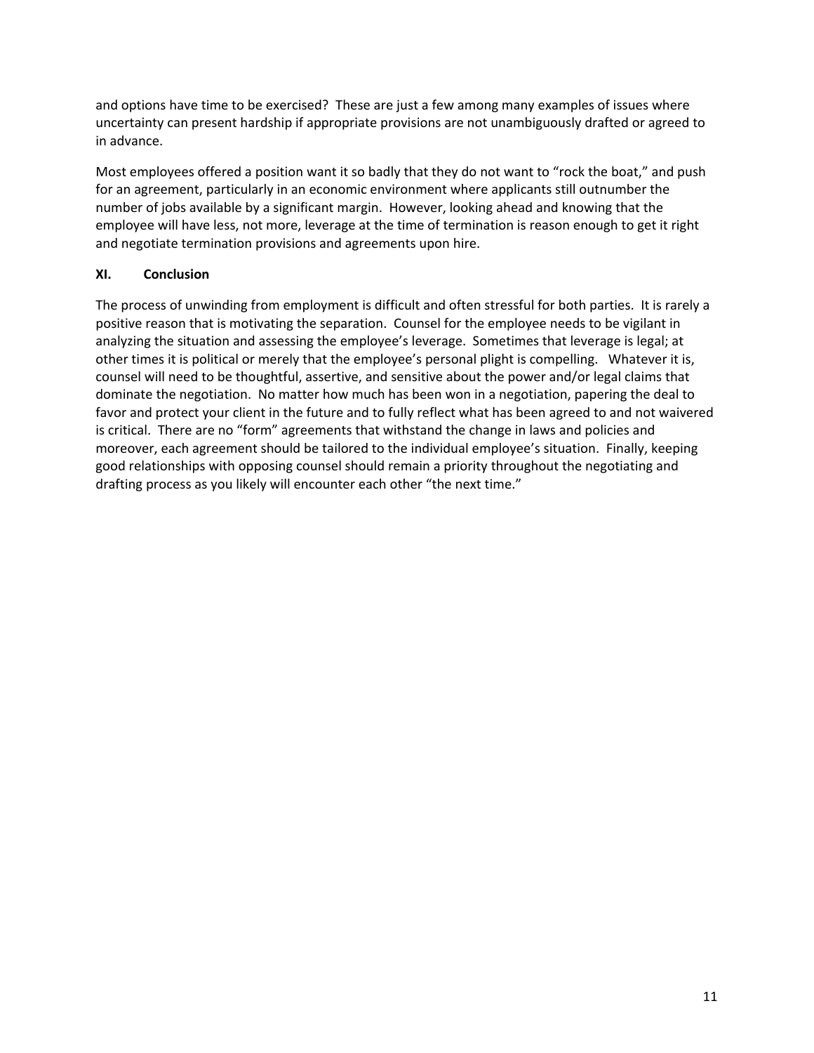and options have time to be exercised? These are just a few among many examples of issues where uncertainty can present hardship if appropriate provisions are not unambiguously drafted or agreed to in advance.

Most employees offered a position want it so badly that they do not want to "rock the boat," and push for an agreement, particularly in an economic environment where applicants still outnumber the number of jobs available by a significant margin. However, looking ahead and knowing that the employee will have less, not more, leverage at the time of termination is reason enough to get it right and negotiate termination provisions and agreements upon hire.

## XI. Conclusion

The process of unwinding from employment is difficult and often stressful for both parties. It is rarely a positive reason that is motivating the separation. Counsel for the employee needs to be vigilant in analyzing the situation and assessing the employee's leverage. Sometimes that leverage is legal; at other times it is political or merely that the employee's personal plight is compelling. Whatever it is, counsel will need to be thoughtful, assertive, and sensitive about the power and/or legal claims that dominate the negotiation. No matter how much has been won in a negotiation, papering the deal to favor and protect your client in the future and to fully reflect what has been agreed to and not waivered is critical. There are no "form" agreements that withstand the change in laws and policies and moreover, each agreement should be tailored to the individual employee's situation. Finally, keeping good relationships with opposing counsel should remain a priority throughout the negotiating and drafting process as you likely will encounter each other "the next time."